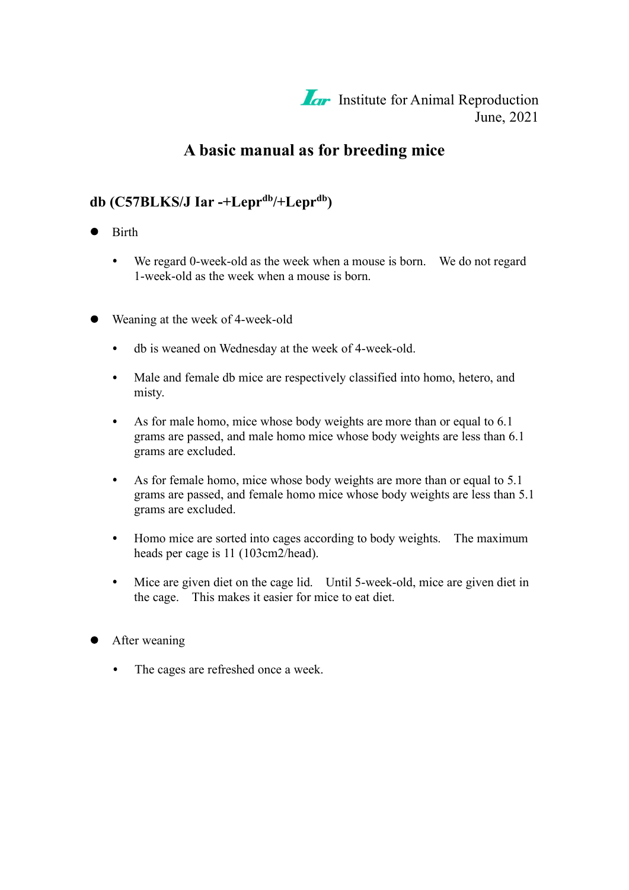Iar Institute for Animal Reproduction
June, 2021

# A basic manual as for breeding mice

## db (C57BLKS/J Iar -+Lepr$^{db}$/+Lepr$^{db}$)

- Birth
  - We regard 0-week-old as the week when a mouse is born. We do not regard 1-week-old as the week when a mouse is born.

- Weaning at the week of 4-week-old
  - db is weaned on Wednesday at the week of 4-week-old.
  - Male and female db mice are respectively classified into homo, hetero, and misty.
  - As for male homo, mice whose body weights are more than or equal to 6.1 grams are passed, and male homo mice whose body weights are less than 6.1 grams are excluded.
  - As for female homo, mice whose body weights are more than or equal to 5.1 grams are passed, and female homo mice whose body weights are less than 5.1 grams are excluded.
  - Homo mice are sorted into cages according to body weights. The maximum heads per cage is 11 (103cm2/head).
  - Mice are given diet on the cage lid. Until 5-week-old, mice are given diet in the cage. This makes it easier for mice to eat diet.

- After weaning
  - The cages are refreshed once a week.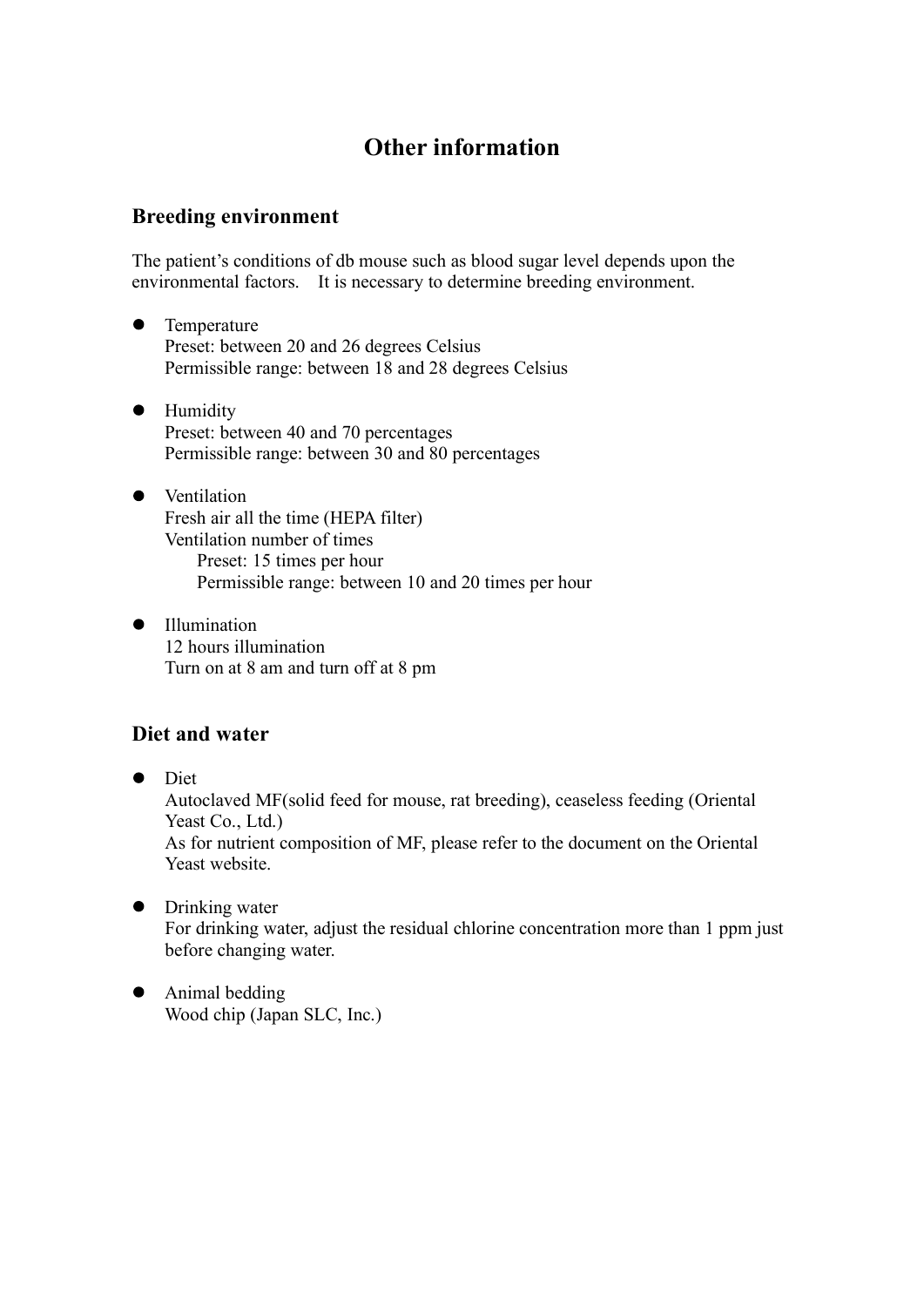# Other information

## Breeding environment

The patient's conditions of db mouse such as blood sugar level depends upon the environmental factors. It is necessary to determine breeding environment.

- Temperature
  Preset: between 20 and 26 degrees Celsius
  Permissible range: between 18 and 28 degrees Celsius

- Humidity
  Preset: between 40 and 70 percentages
  Permissible range: between 30 and 80 percentages

- Ventilation
  Fresh air all the time (HEPA filter)
  Ventilation number of times
    Preset: 15 times per hour
    Permissible range: between 10 and 20 times per hour

- Illumination
  12 hours illumination
  Turn on at 8 am and turn off at 8 pm

## Diet and water

- Diet
  Autoclaved MF(solid feed for mouse, rat breeding), ceaseless feeding (Oriental Yeast Co., Ltd.)
  As for nutrient composition of MF, please refer to the document on the Oriental Yeast website.

- Drinking water
  For drinking water, adjust the residual chlorine concentration more than 1 ppm just before changing water.

- Animal bedding
  Wood chip (Japan SLC, Inc.)